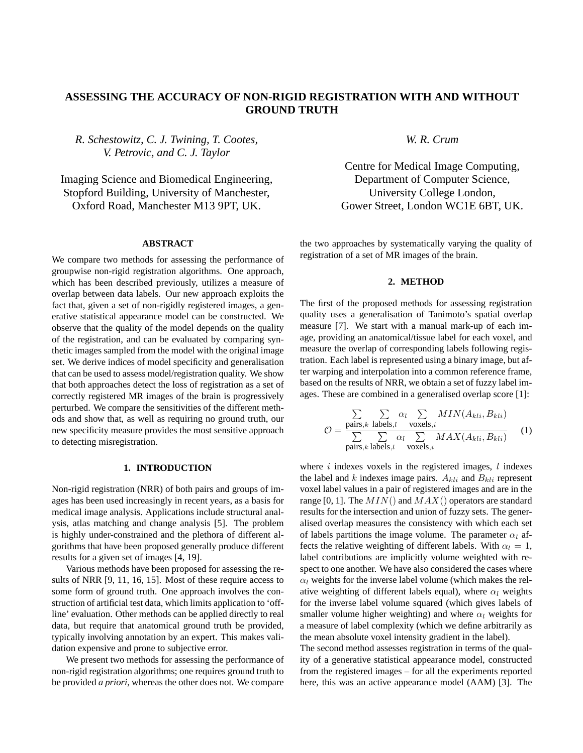# ASSESSING THE ACCURACY OF NON-RIGID REGISTRATION WITH AND WITHOUT GROUND TRUTH

*R. Schestowitz, C. J. Twining, T. Cootes, V. Petrovic, and C. J. Taylor*

Imaging Science and Biomedical Engineering,
Stopford Building, University of Manchester,
Oxford Road, Manchester M13 9PT, UK.

*W. R. Crum*

Centre for Medical Image Computing,
Department of Computer Science,
University College London,
Gower Street, London WC1E 6BT, UK.

## ABSTRACT

We compare two methods for assessing the performance of groupwise non-rigid registration algorithms. One approach, which has been described previously, utilizes a measure of overlap between data labels. Our new approach exploits the fact that, given a set of non-rigidly registered images, a generative statistical appearance model can be constructed. We observe that the quality of the model depends on the quality of the registration, and can be evaluated by comparing synthetic images sampled from the model with the original image set. We derive indices of model specificity and generalisation that can be used to assess model/registration quality. We show that both approaches detect the loss of registration as a set of correctly registered MR images of the brain is progressively perturbed. We compare the sensitivities of the different methods and show that, as well as requiring no ground truth, our new specificity measure provides the most sensitive approach to detecting misregistration.

## 1. INTRODUCTION

Non-rigid registration (NRR) of both pairs and groups of images has been used increasingly in recent years, as a basis for medical image analysis. Applications include structural analysis, atlas matching and change analysis [5]. The problem is highly under-constrained and the plethora of different algorithms that have been proposed generally produce different results for a given set of images [4, 19].

Various methods have been proposed for assessing the results of NRR [9, 11, 16, 15]. Most of these require access to some form of ground truth. One approach involves the construction of artificial test data, which limits application to 'off-line' evaluation. Other methods can be applied directly to real data, but require that anatomical ground truth be provided, typically involving annotation by an expert. This makes validation expensive and prone to subjective error.

We present two methods for assessing the performance of non-rigid registration algorithms; one requires ground truth to be provided *a priori*, whereas the other does not. We compare the two approaches by systematically varying the quality of registration of a set of MR images of the brain.

## 2. METHOD

The first of the proposed methods for assessing registration quality uses a generalisation of Tanimoto's spatial overlap measure [7]. We start with a manual mark-up of each image, providing an anatomical/tissue label for each voxel, and measure the overlap of corresponding labels following registration. Each label is represented using a binary image, but after warping and interpolation into a common reference frame, based on the results of NRR, we obtain a set of fuzzy label images. These are combined in a generalised overlap score [1]:

$$\mathcal{O} = \frac{\sum\limits_{\text{pairs},k} \sum\limits_{\text{labels},l} \alpha_l \sum\limits_{\text{voxels},i} MIN(A_{kli}, B_{kli})}{\sum\limits_{\text{pairs},k} \sum\limits_{\text{labels},l} \alpha_l \sum\limits_{\text{voxels},i} MAX(A_{kli}, B_{kli})} \quad (1)$$

where $i$ indexes voxels in the registered images, $l$ indexes the label and $k$ indexes image pairs. $A_{kli}$ and $B_{kli}$ represent voxel label values in a pair of registered images and are in the range [0, 1]. The $MIN()$ and $MAX()$ operators are standard results for the intersection and union of fuzzy sets. The generalised overlap measures the consistency with which each set of labels partitions the image volume. The parameter $\alpha_l$ affects the relative weighting of different labels. With $\alpha_l = 1$, label contributions are implicitly volume weighted with respect to one another. We have also considered the cases where $\alpha_l$ weights for the inverse label volume (which makes the relative weighting of different labels equal), where $\alpha_l$ weights for the inverse label volume squared (which gives labels of smaller volume higher weighting) and where $\alpha_l$ weights for a measure of label complexity (which we define arbitrarily as the mean absolute voxel intensity gradient in the label).

The second method assesses registration in terms of the quality of a generative statistical appearance model, constructed from the registered images – for all the experiments reported here, this was an active appearance model (AAM) [3]. The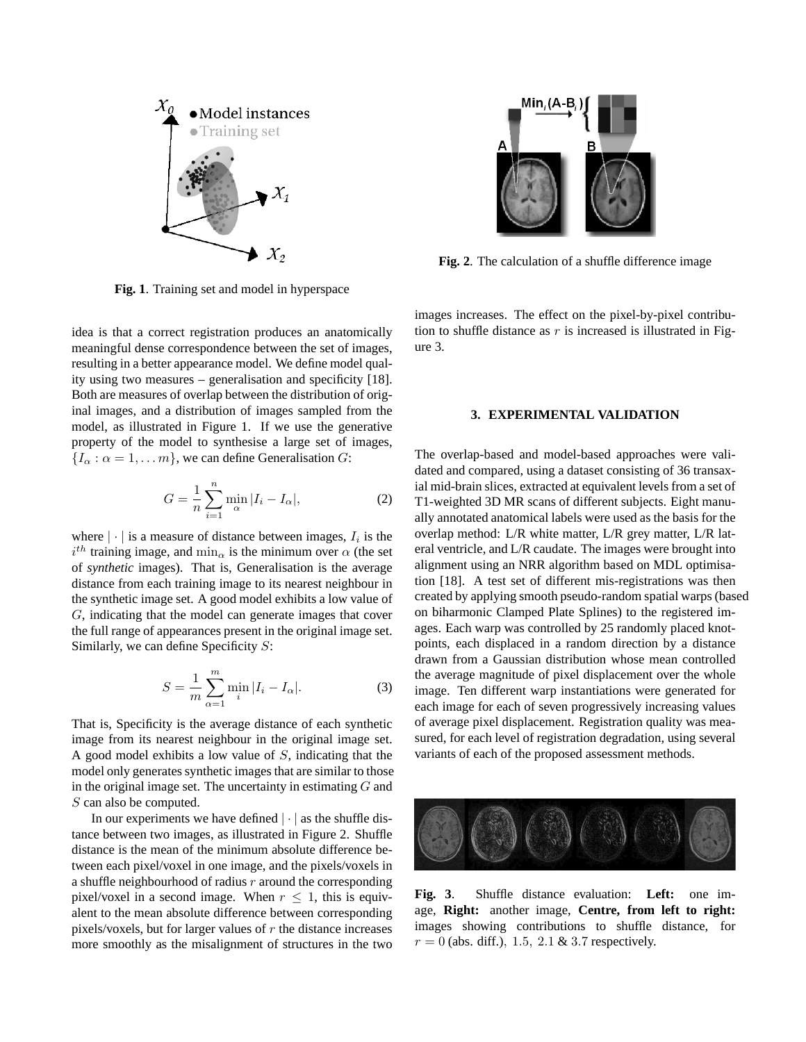Fig. 1. Training set and model in hyperspace

Fig. 2. The calculation of a shuffle difference image

idea is that a correct registration produces an anatomically meaningful dense correspondence between the set of images, resulting in a better appearance model. We define model quality using two measures – generalisation and specificity [18]. Both are measures of overlap between the distribution of original images, and a distribution of images sampled from the model, as illustrated in Figure 1. If we use the generative property of the model to synthesise a large set of images, $\{I_\alpha : \alpha = 1, \ldots m\}$, we can define Generalisation $G$:

$$G = \frac{1}{n} \sum_{i=1}^{n} \min_{\alpha} |I_i - I_\alpha|, \tag{2}$$

where $|\cdot|$ is a measure of distance between images, $I_i$ is the $i^{th}$ training image, and $\min_\alpha$ is the minimum over $\alpha$ (the set of *synthetic* images). That is, Generalisation is the average distance from each training image to its nearest neighbour in the synthetic image set. A good model exhibits a low value of $G$, indicating that the model can generate images that cover the full range of appearances present in the original image set. Similarly, we can define Specificity $S$:

$$S = \frac{1}{m} \sum_{\alpha=1}^{m} \min_{i} |I_i - I_\alpha|. \tag{3}$$

That is, Specificity is the average distance of each synthetic image from its nearest neighbour in the original image set. A good model exhibits a low value of $S$, indicating that the model only generates synthetic images that are similar to those in the original image set. The uncertainty in estimating $G$ and $S$ can also be computed.

In our experiments we have defined $|\cdot|$ as the shuffle distance between two images, as illustrated in Figure 2. Shuffle distance is the mean of the minimum absolute difference between each pixel/voxel in one image, and the pixels/voxels in a shuffle neighbourhood of radius $r$ around the corresponding pixel/voxel in a second image. When $r \leq 1$, this is equivalent to the mean absolute difference between corresponding pixels/voxels, but for larger values of $r$ the distance increases more smoothly as the misalignment of structures in the two images increases. The effect on the pixel-by-pixel contribution to shuffle distance as $r$ is increased is illustrated in Figure 3.

## 3. EXPERIMENTAL VALIDATION

The overlap-based and model-based approaches were validated and compared, using a dataset consisting of 36 transaxial mid-brain slices, extracted at equivalent levels from a set of T1-weighted 3D MR scans of different subjects. Eight manually annotated anatomical labels were used as the basis for the overlap method: L/R white matter, L/R grey matter, L/R lateral ventricle, and L/R caudate. The images were brought into alignment using an NRR algorithm based on MDL optimisation [18]. A test set of different mis-registrations was then created by applying smooth pseudo-random spatial warps (based on biharmonic Clamped Plate Splines) to the registered images. Each warp was controlled by 25 randomly placed knot-points, each displaced in a random direction by a distance drawn from a Gaussian distribution whose mean controlled the average magnitude of pixel displacement over the whole image. Ten different warp instantiations were generated for each image for each of seven progressively increasing values of average pixel displacement. Registration quality was measured, for each level of registration degradation, using several variants of each of the proposed assessment methods.

**Fig. 3**. Shuffle distance evaluation: **Left:** one image, **Right:** another image, **Centre, from left to right:** images showing contributions to shuffle distance, for $r = 0$ (abs. diff.), $1.5$, $2.1$ & $3.7$ respectively.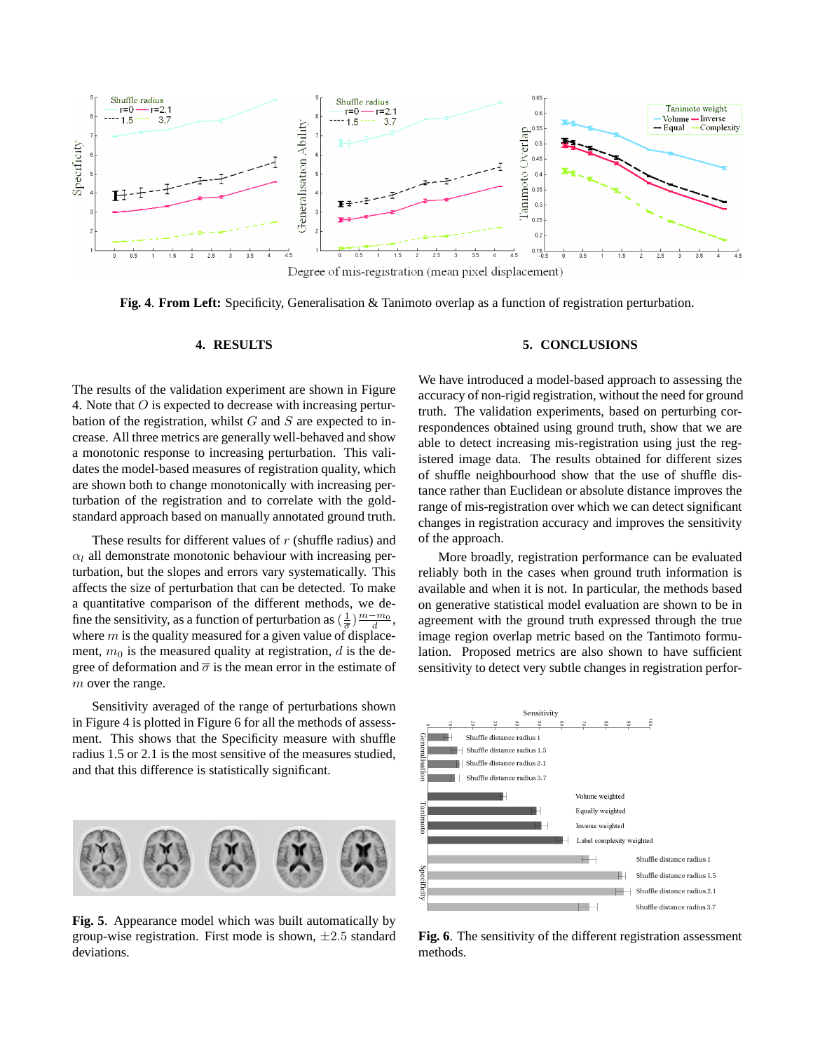Fig. 4. **From Left:** Specificity, Generalisation & Tanimoto overlap as a function of registration perturbation.

## 4. RESULTS

The results of the validation experiment are shown in Figure 4. Note that $O$ is expected to decrease with increasing perturbation of the registration, whilst $G$ and $S$ are expected to increase. All three metrics are generally well-behaved and show a monotonic response to increasing perturbation. This validates the model-based measures of registration quality, which are shown both to change monotonically with increasing perturbation of the registration and to correlate with the gold-standard approach based on manually annotated ground truth.

These results for different values of $r$ (shuffle radius) and $\alpha_l$ all demonstrate monotonic behaviour with increasing perturbation, but the slopes and errors vary systematically. This affects the size of perturbation that can be detected. To make a quantitative comparison of the different methods, we define the sensitivity, as a function of perturbation as $\left(\frac{1}{\overline{\sigma}}\right)\frac{m-m_0}{d}$, where $m$ is the quality measured for a given value of displacement, $m_0$ is the measured quality at registration, $d$ is the degree of deformation and $\overline{\sigma}$ is the mean error in the estimate of $m$ over the range.

Sensitivity averaged of the range of perturbations shown in Figure 4 is plotted in Figure 6 for all the methods of assessment. This shows that the Specificity measure with shuffle radius 1.5 or 2.1 is the most sensitive of the measures studied, and that this difference is statistically significant.

Fig. 5. Appearance model which was built automatically by group-wise registration. First mode is shown, $\pm 2.5$ standard deviations.

## 5. CONCLUSIONS

We have introduced a model-based approach to assessing the accuracy of non-rigid registration, without the need for ground truth. The validation experiments, based on perturbing correspondences obtained using ground truth, show that we are able to detect increasing mis-registration using just the registered image data. The results obtained for different sizes of shuffle neighbourhood show that the use of shuffle distance rather than Euclidean or absolute distance improves the range of mis-registration over which we can detect significant changes in registration accuracy and improves the sensitivity of the approach.

More broadly, registration performance can be evaluated reliably both in the cases when ground truth information is available and when it is not. In particular, the methods based on generative statistical model evaluation are shown to be in agreement with the ground truth expressed through the true image region overlap metric based on the Tantimoto formulation. Proposed metrics are also shown to have sufficient sensitivity to detect very subtle changes in registration perfor-

Fig. 6. The sensitivity of the different registration assessment methods.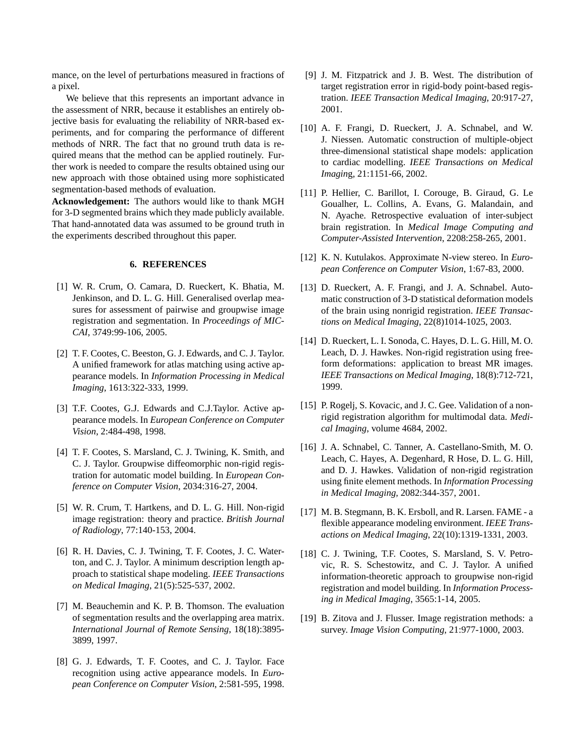mance, on the level of perturbations measured in fractions of a pixel.

We believe that this represents an important advance in the assessment of NRR, because it establishes an entirely objective basis for evaluating the reliability of NRR-based experiments, and for comparing the performance of different methods of NRR. The fact that no ground truth data is required means that the method can be applied routinely. Further work is needed to compare the results obtained using our new approach with those obtained using more sophisticated segmentation-based methods of evaluation.

**Acknowledgement:** The authors would like to thank MGH for 3-D segmented brains which they made publicly available. That hand-annotated data was assumed to be ground truth in the experiments described throughout this paper.

## 6. REFERENCES

[1] W. R. Crum, O. Camara, D. Rueckert, K. Bhatia, M. Jenkinson, and D. L. G. Hill. Generalised overlap measures for assessment of pairwise and groupwise image registration and segmentation. In *Proceedings of MICCAI*, 3749:99-106, 2005.

[2] T. F. Cootes, C. Beeston, G. J. Edwards, and C. J. Taylor. A unified framework for atlas matching using active appearance models. In *Information Processing in Medical Imaging*, 1613:322-333, 1999.

[3] T.F. Cootes, G.J. Edwards and C.J.Taylor. Active appearance models. In *European Conference on Computer Vision*, 2:484-498, 1998.

[4] T. F. Cootes, S. Marsland, C. J. Twining, K. Smith, and C. J. Taylor. Groupwise diffeomorphic non-rigid registration for automatic model building. In *European Conference on Computer Vision*, 2034:316-27, 2004.

[5] W. R. Crum, T. Hartkens, and D. L. G. Hill. Non-rigid image registration: theory and practice. *British Journal of Radiology*, 77:140-153, 2004.

[6] R. H. Davies, C. J. Twining, T. F. Cootes, J. C. Waterton, and C. J. Taylor. A minimum description length approach to statistical shape modeling. *IEEE Transactions on Medical Imaging*, 21(5):525-537, 2002.

[7] M. Beauchemin and K. P. B. Thomson. The evaluation of segmentation results and the overlapping area matrix. *International Journal of Remote Sensing*, 18(18):3895-3899, 1997.

[8] G. J. Edwards, T. F. Cootes, and C. J. Taylor. Face recognition using active appearance models. In *European Conference on Computer Vision*, 2:581-595, 1998.

[9] J. M. Fitzpatrick and J. B. West. The distribution of target registration error in rigid-body point-based registration. *IEEE Transaction Medical Imaging*, 20:917-27, 2001.

[10] A. F. Frangi, D. Rueckert, J. A. Schnabel, and W. J. Niessen. Automatic construction of multiple-object three-dimensional statistical shape models: application to cardiac modelling. *IEEE Transactions on Medical Imaging*, 21:1151-66, 2002.

[11] P. Hellier, C. Barillot, I. Corouge, B. Giraud, G. Le Goualher, L. Collins, A. Evans, G. Malandain, and N. Ayache. Retrospective evaluation of inter-subject brain registration. In *Medical Image Computing and Computer-Assisted Intervention*, 2208:258-265, 2001.

[12] K. N. Kutulakos. Approximate N-view stereo. In *European Conference on Computer Vision*, 1:67-83, 2000.

[13] D. Rueckert, A. F. Frangi, and J. A. Schnabel. Automatic construction of 3-D statistical deformation models of the brain using nonrigid registration. *IEEE Transactions on Medical Imaging*, 22(8)1014-1025, 2003.

[14] D. Rueckert, L. I. Sonoda, C. Hayes, D. L. G. Hill, M. O. Leach, D. J. Hawkes. Non-rigid registration using free-form deformations: application to breast MR images. *IEEE Transactions on Medical Imaging*, 18(8):712-721, 1999.

[15] P. Rogelj, S. Kovacic, and J. C. Gee. Validation of a non-rigid registration algorithm for multimodal data. *Medical Imaging*, volume 4684, 2002.

[16] J. A. Schnabel, C. Tanner, A. Castellano-Smith, M. O. Leach, C. Hayes, A. Degenhard, R Hose, D. L. G. Hill, and D. J. Hawkes. Validation of non-rigid registration using finite element methods. In *Information Processing in Medical Imaging*, 2082:344-357, 2001.

[17] M. B. Stegmann, B. K. Ersboll, and R. Larsen. FAME - a flexible appearance modeling environment. *IEEE Transactions on Medical Imaging*, 22(10):1319-1331, 2003.

[18] C. J. Twining, T.F. Cootes, S. Marsland, S. V. Petrovic, R. S. Schestowitz, and C. J. Taylor. A unified information-theoretic approach to groupwise non-rigid registration and model building. In *Information Processing in Medical Imaging*, 3565:1-14, 2005.

[19] B. Zitova and J. Flusser. Image registration methods: a survey. *Image Vision Computing*, 21:977-1000, 2003.